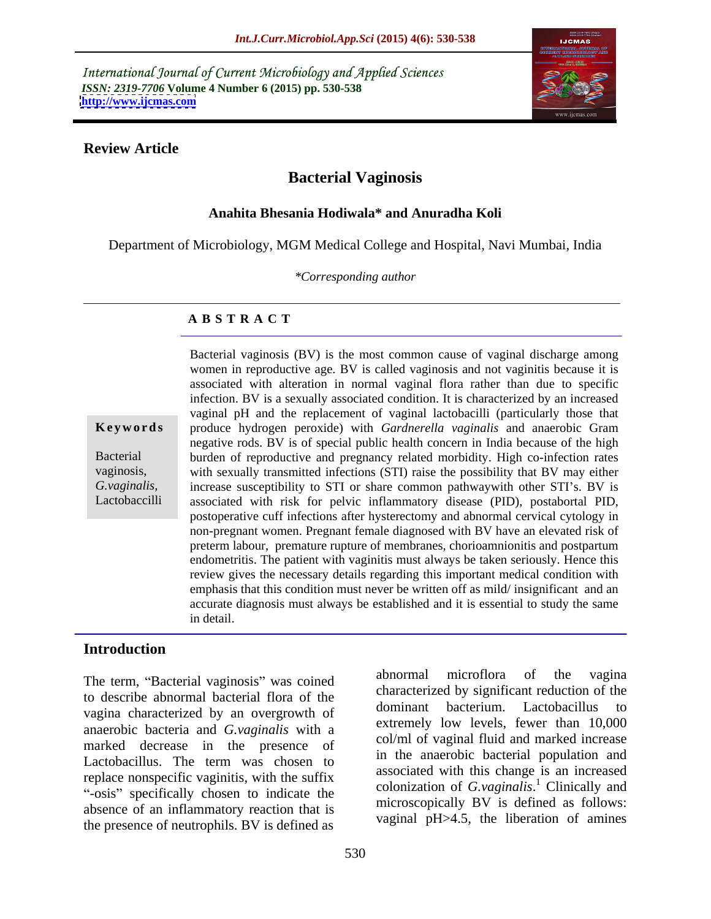International Journal of Current Microbiology and Applied Sciences
*ISSN: 2319-7706* **Volume 4 Number 6 (2015) pp. 530-538**
**http://www.ijcmas.com**

**Review Article**

# Bacterial Vaginosis

**Anahita Bhesania Hodiwala* and Anuradha Koli**

Department of Microbiology, MGM Medical College and Hospital, Navi Mumbai, India

*\*Corresponding author*

## A B S T R A C T

**Keywords**

Bacterial vaginosis, *G.vaginalis*, Lactobaccilli

Bacterial vaginosis (BV) is the most common cause of vaginal discharge among women in reproductive age. BV is called vaginosis and not vaginitis because it is associated with alteration in normal vaginal flora rather than due to specific infection. BV is a sexually associated condition. It is characterized by an increased vaginal pH and the replacement of vaginal lactobacilli (particularly those that produce hydrogen peroxide) with *Gardnerella vaginalis* and anaerobic Gram negative rods. BV is of special public health concern in India because of the high burden of reproductive and pregnancy related morbidity. High co-infection rates with sexually transmitted infections (STI) raise the possibility that BV may either increase susceptibility to STI or share common pathwaywith other STI's. BV is associated with risk for pelvic inflammatory disease (PID), postabortal PID, postoperative cuff infections after hysterectomy and abnormal cervical cytology in non-pregnant women. Pregnant female diagnosed with BV have an elevated risk of preterm labour, premature rupture of membranes, chorioamnionitis and postpartum endometritis. The patient with vaginitis must always be taken seriously. Hence this review gives the necessary details regarding this important medical condition with emphasis that this condition must never be written off as mild/ insignificant and an accurate diagnosis must always be established and it is essential to study the same in detail.

## Introduction

The term, "Bacterial vaginosis" was coined to describe abnormal bacterial flora of the vagina characterized by an overgrowth of anaerobic bacteria and *G.vaginalis* with a marked decrease in the presence of Lactobacillus. The term was chosen to replace nonspecific vaginitis, with the suffix "-osis" specifically chosen to indicate the absence of an inflammatory reaction that is the presence of neutrophils. BV is defined as abnormal microflora of the vagina characterized by significant reduction of the dominant bacterium. Lactobacillus to extremely low levels, fewer than 10,000 col/ml of vaginal fluid and marked increase in the anaerobic bacterial population and associated with this change is an increased colonization of *G.vaginalis*.[1] Clinically and microscopically BV is defined as follows: vaginal pH>4.5, the liberation of amines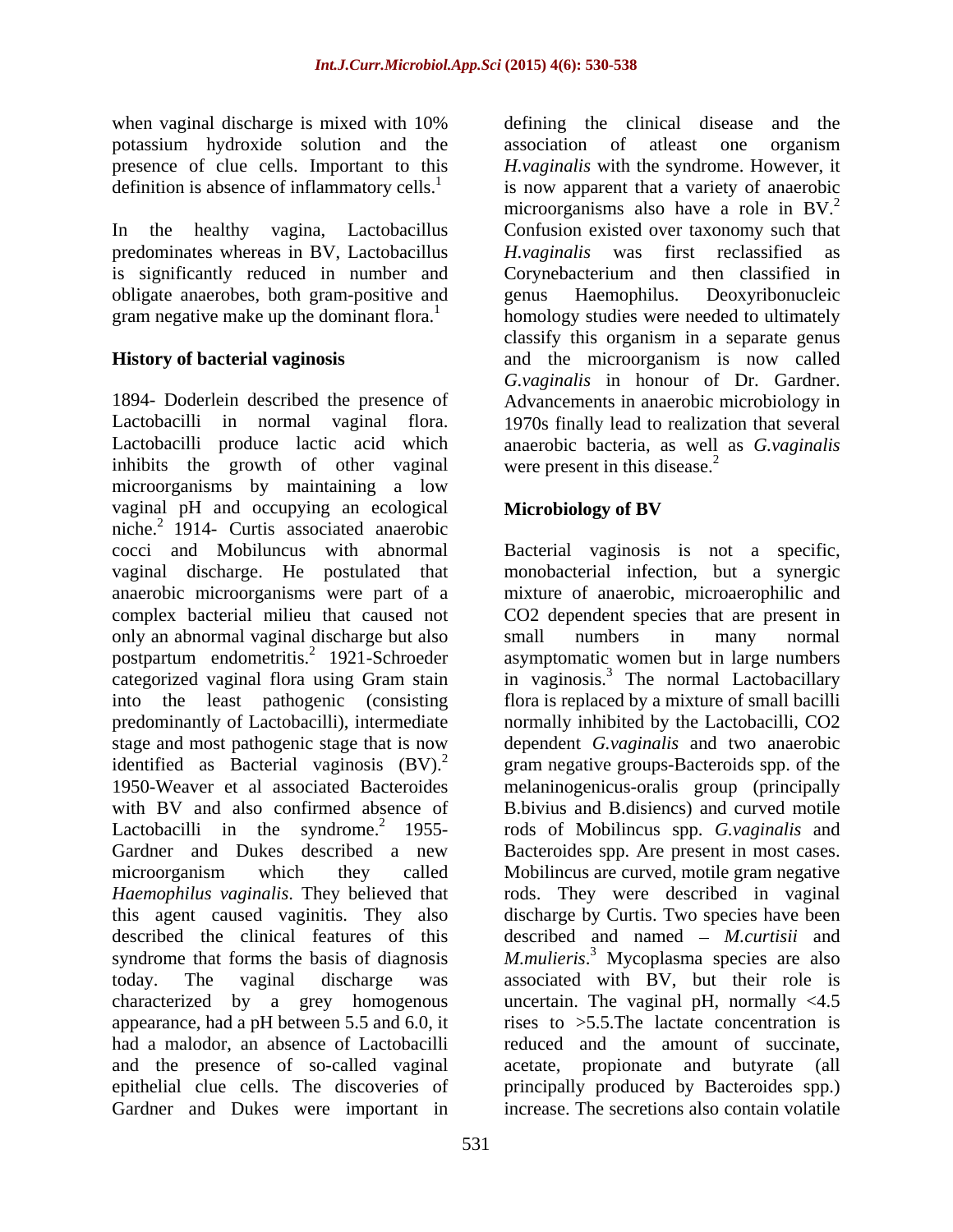when vaginal discharge is mixed with 10% potassium hydroxide solution and the presence of clue cells. Important to this definition is absence of inflammatory cells.[1]

In the healthy vagina, Lactobacillus predominates whereas in BV, Lactobacillus is significantly reduced in number and obligate anaerobes, both gram-positive and gram negative make up the dominant flora.[1]

## History of bacterial vaginosis

1894- Doderlein described the presence of Lactobacilli in normal vaginal flora. Lactobacilli produce lactic acid which inhibits the growth of other vaginal microorganisms by maintaining a low vaginal pH and occupying an ecological niche.[2] 1914- Curtis associated anaerobic cocci and Mobiluncus with abnormal vaginal discharge. He postulated that anaerobic microorganisms were part of a complex bacterial milieu that caused not only an abnormal vaginal discharge but also postpartum endometritis.[2] 1921-Schroeder categorized vaginal flora using Gram stain into the least pathogenic (consisting predominantly of Lactobacilli), intermediate stage and most pathogenic stage that is now identified as Bacterial vaginosis (BV).[2] 1950-Weaver et al associated Bacteroides with BV and also confirmed absence of Lactobacilli in the syndrome.[2] 1955- Gardner and Dukes described a new microorganism which they called *Haemophilus vaginalis*. They believed that this agent caused vaginitis. They also described the clinical features of this syndrome that forms the basis of diagnosis today. The vaginal discharge was characterized by a grey homogenous appearance, had a pH between 5.5 and 6.0, it had a malodor, an absence of Lactobacilli and the presence of so-called vaginal epithelial clue cells. The discoveries of Gardner and Dukes were important in defining the clinical disease and the association of atleast one organism *H.vaginalis* with the syndrome. However, it is now apparent that a variety of anaerobic microorganisms also have a role in BV.[2] Confusion existed over taxonomy such that *H.vaginalis* was first reclassified as Corynebacterium and then classified in genus Haemophilus. Deoxyribonucleic homology studies were needed to ultimately classify this organism in a separate genus and the microorganism is now called *G.vaginalis* in honour of Dr. Gardner. Advancements in anaerobic microbiology in 1970s finally lead to realization that several anaerobic bacteria, as well as *G.vaginalis* were present in this disease.[2]

## Microbiology of BV

Bacterial vaginosis is not a specific, monobacterial infection, but a synergic mixture of anaerobic, microaerophilic and $CO_2$ dependent species that are present in small numbers in many normal asymptomatic women but in large numbers in vaginosis.[3] The normal Lactobacillary flora is replaced by a mixture of small bacilli normally inhibited by the Lactobacilli, $CO_2$ dependent *G.vaginalis* and two anaerobic gram negative groups-Bacteroids spp. of the melaninogenicus-oralis group (principally B.bivius and B.disiencs) and curved motile rods of Mobilincus spp. *G.vaginalis* and Bacteroides spp. Are present in most cases. Mobilincus are curved, motile gram negative rods. They were described in vaginal discharge by Curtis. Two species have been described and named – *M.curtisii* and *M.mulieris*.[3] Mycoplasma species are also associated with BV, but their role is uncertain. The vaginal pH, normally <4.5 rises to >5.5.The lactate concentration is reduced and the amount of succinate, acetate, propionate and butyrate (all principally produced by Bacteroides spp.) increase. The secretions also contain volatile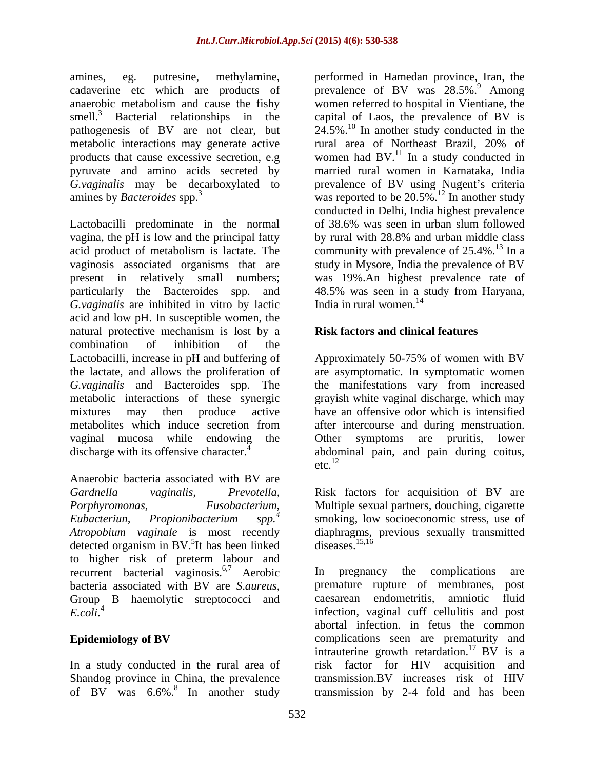amines, eg. putresine, methylamine, cadaverine etc which are products of anaerobic metabolism and cause the fishy smell.[3] Bacterial relationships in the pathogenesis of BV are not clear, but metabolic interactions may generate active products that cause excessive secretion, e.g pyruvate and amino acids secreted by *G.vaginalis* may be decarboxylated to amines by *Bacteroides* spp.[3]

Lactobacilli predominate in the normal vagina, the pH is low and the principal fatty acid product of metabolism is lactate. The vaginosis associated organisms that are present in relatively small numbers; particularly the Bacteroides spp. and *G.vaginalis* are inhibited in vitro by lactic acid and low pH. In susceptible women, the natural protective mechanism is lost by a combination of inhibition of the Lactobacilli, increase in pH and buffering of the lactate, and allows the proliferation of *G.vaginalis* and Bacteroides spp. The metabolic interactions of these synergic mixtures may then produce active metabolites which induce secretion from vaginal mucosa while endowing the discharge with its offensive character.[4]

Anaerobic bacteria associated with BV are *Gardnella vaginalis*, *Prevotella*, *Porphyromonas*, *Fusobacterium*, *Eubacteriun*, *Propionibacterium spp.*[4] *Atropobium vaginale* is most recently detected organism in BV.[5]It has been linked to higher risk of preterm labour and recurrent bacterial vaginosis.[6,7] Aerobic bacteria associated with BV are *S.aureus*, Group B haemolytic streptococci and *E.coli*.[4]

## Epidemiology of BV

In a study conducted in the rural area of Shandog province in China, the prevalence of BV was 6.6%.[8] In another study performed in Hamedan province, Iran, the prevalence of BV was 28.5%.[9] Among women referred to hospital in Vientiane, the capital of Laos, the prevalence of BV is 24.5%.[10] In another study conducted in the rural area of Northeast Brazil, 20% of women had BV.[11] In a study conducted in married rural women in Karnataka, India prevalence of BV using Nugent's criteria was reported to be 20.5%.[12] In another study conducted in Delhi, India highest prevalence of 38.6% was seen in urban slum followed by rural with 28.8% and urban middle class community with prevalence of 25.4%.[13] In a study in Mysore, India the prevalence of BV was 19%.An highest prevalence rate of 48.5% was seen in a study from Haryana, India in rural women.[14]

## Risk factors and clinical features

Approximately 50-75% of women with BV are asymptomatic. In symptomatic women the manifestations vary from increased grayish white vaginal discharge, which may have an offensive odor which is intensified after intercourse and during menstruation. Other symptoms are pruritis, lower abdominal pain, and pain during coitus, etc.[12]

Risk factors for acquisition of BV are Multiple sexual partners, douching, cigarette smoking, low socioeconomic stress, use of diaphragms, previous sexually transmitted diseases.[15,16]

In pregnancy the complications are premature rupture of membranes, post caesarean endometritis, amniotic fluid infection, vaginal cuff cellulitis and post abortal infection. in fetus the common complications seen are prematurity and intrauterine growth retardation.[17] BV is a risk factor for HIV acquisition and transmission.BV increases risk of HIV transmission by 2-4 fold and has been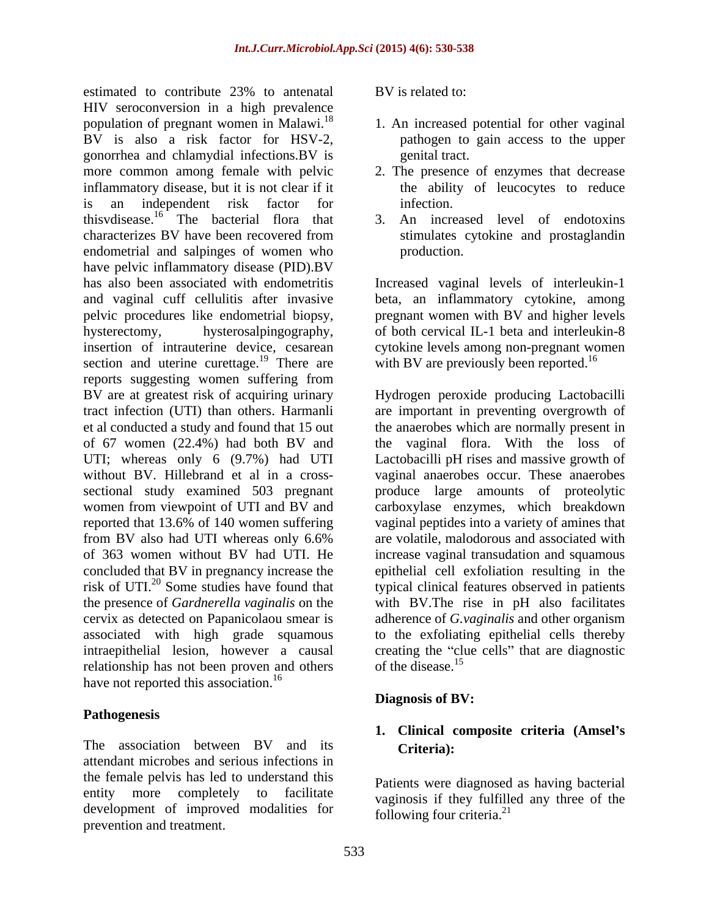estimated to contribute 23% to antenatal HIV seroconversion in a high prevalence population of pregnant women in Malawi.[18] BV is also a risk factor for HSV-2, gonorrhea and chlamydial infections.BV is more common among female with pelvic inflammatory disease, but it is not clear if it is an independent risk factor for thisvdisease.[16] The bacterial flora that characterizes BV have been recovered from endometrial and salpinges of women who have pelvic inflammatory disease (PID).BV has also been associated with endometritis and vaginal cuff cellulitis after invasive pelvic procedures like endometrial biopsy, hysterectomy, hysterosalpingography, insertion of intrauterine device, cesarean section and uterine curettage.[19] There are reports suggesting women suffering from BV are at greatest risk of acquiring urinary tract infection (UTI) than others. Harmanli et al conducted a study and found that 15 out of 67 women (22.4%) had both BV and UTI; whereas only 6 (9.7%) had UTI without BV. Hillebrand et al in a cross-sectional study examined 503 pregnant women from viewpoint of UTI and BV and reported that 13.6% of 140 women suffering from BV also had UTI whereas only 6.6% of 363 women without BV had UTI. He concluded that BV in pregnancy increase the risk of UTI.[20] Some studies have found that the presence of *Gardnerella vaginalis* on the cervix as detected on Papanicolaou smear is associated with high grade squamous intraepithelial lesion, however a causal relationship has not been proven and others have not reported this association.[16]

## Pathogenesis

The association between BV and its attendant microbes and serious infections in the female pelvis has led to understand this entity more completely to facilitate development of improved modalities for prevention and treatment.

BV is related to:

1. An increased potential for other vaginal pathogen to gain access to the upper genital tract.
2. The presence of enzymes that decrease the ability of leucocytes to reduce infection.
3. An increased level of endotoxins stimulates cytokine and prostaglandin production.

Increased vaginal levels of interleukin-1 beta, an inflammatory cytokine, among pregnant women with BV and higher levels of both cervical IL-1 beta and interleukin-8 cytokine levels among non-pregnant women with BV are previously been reported.[16]

Hydrogen peroxide producing Lactobacilli are important in preventing overgrowth of the anaerobes which are normally present in the vaginal flora. With the loss of Lactobacilli pH rises and massive growth of vaginal anaerobes occur. These anaerobes produce large amounts of proteolytic carboxylase enzymes, which breakdown vaginal peptides into a variety of amines that are volatile, malodorous and associated with increase vaginal transudation and squamous epithelial cell exfoliation resulting in the typical clinical features observed in patients with BV.The rise in pH also facilitates adherence of *G.vaginalis* and other organism to the exfoliating epithelial cells thereby creating the "clue cells" that are diagnostic of the disease.[15]

## Diagnosis of BV:

### 1. Clinical composite criteria (Amsel's Criteria):

Patients were diagnosed as having bacterial vaginosis if they fulfilled any three of the following four criteria.[21]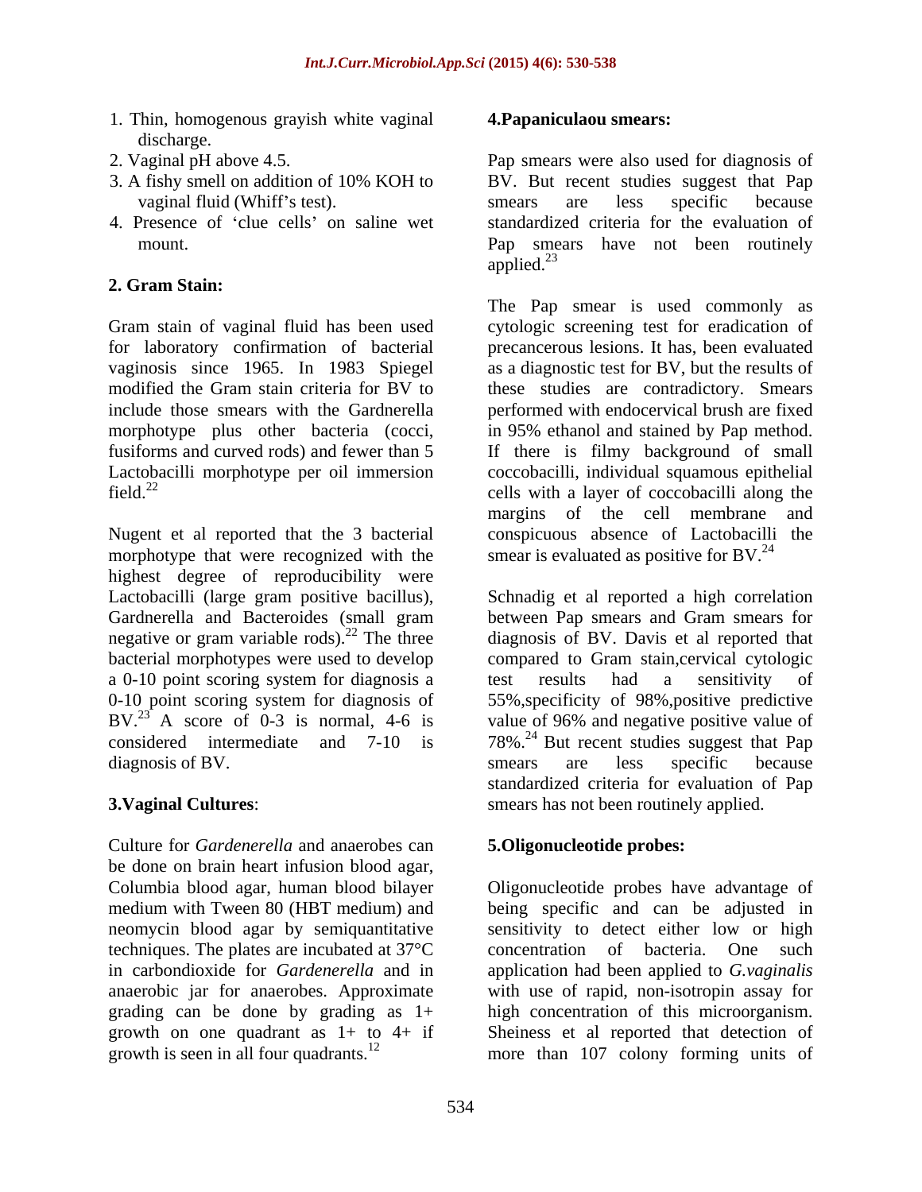1. Thin, homogenous grayish white vaginal discharge.
2. Vaginal pH above 4.5.
3. A fishy smell on addition of 10% KOH to vaginal fluid (Whiff's test).
4. Presence of 'clue cells' on saline wet mount.

**2. Gram Stain:**

Gram stain of vaginal fluid has been used for laboratory confirmation of bacterial vaginosis since 1965. In 1983 Spiegel modified the Gram stain criteria for BV to include those smears with the Gardnerella morphotype plus other bacteria (cocci, fusiforms and curved rods) and fewer than 5 Lactobacilli morphotype per oil immersion field.[22]

Nugent et al reported that the 3 bacterial morphotype that were recognized with the highest degree of reproducibility were Lactobacilli (large gram positive bacillus), Gardnerella and Bacteroides (small gram negative or gram variable rods).[22] The three bacterial morphotypes were used to develop a 0-10 point scoring system for diagnosis a 0-10 point scoring system for diagnosis of BV.[23] A score of 0-3 is normal, 4-6 is considered intermediate and 7-10 is diagnosis of BV.

**3.Vaginal Cultures**:

Culture for *Gardenerella* and anaerobes can be done on brain heart infusion blood agar, Columbia blood agar, human blood bilayer medium with Tween 80 (HBT medium) and neomycin blood agar by semiquantitative techniques. The plates are incubated at 37°C in carbondioxide for *Gardenerella* and in anaerobic jar for anaerobes. Approximate grading can be done by grading as 1+ growth on one quadrant as 1+ to 4+ if growth is seen in all four quadrants.[12]

**4.Papaniculaou smears:**

Pap smears were also used for diagnosis of BV. But recent studies suggest that Pap smears are less specific because standardized criteria for the evaluation of Pap smears have not been routinely applied.[23]

The Pap smear is used commonly as cytologic screening test for eradication of precancerous lesions. It has, been evaluated as a diagnostic test for BV, but the results of these studies are contradictory. Smears performed with endocervical brush are fixed in 95% ethanol and stained by Pap method. If there is filmy background of small coccobacilli, individual squamous epithelial cells with a layer of coccobacilli along the margins of the cell membrane and conspicuous absence of Lactobacilli the smear is evaluated as positive for BV.[24]

Schnadig et al reported a high correlation between Pap smears and Gram smears for diagnosis of BV. Davis et al reported that compared to Gram stain,cervical cytologic test results had a sensitivity of 55%,specificity of 98%,positive predictive value of 96% and negative positive value of 78%.[24] But recent studies suggest that Pap smears are less specific because standardized criteria for evaluation of Pap smears has not been routinely applied.

**5.Oligonucleotide probes:**

Oligonucleotide probes have advantage of being specific and can be adjusted in sensitivity to detect either low or high concentration of bacteria. One such application had been applied to *G.vaginalis* with use of rapid, non-isotropin assay for high concentration of this microorganism. Sheiness et al reported that detection of more than 107 colony forming units of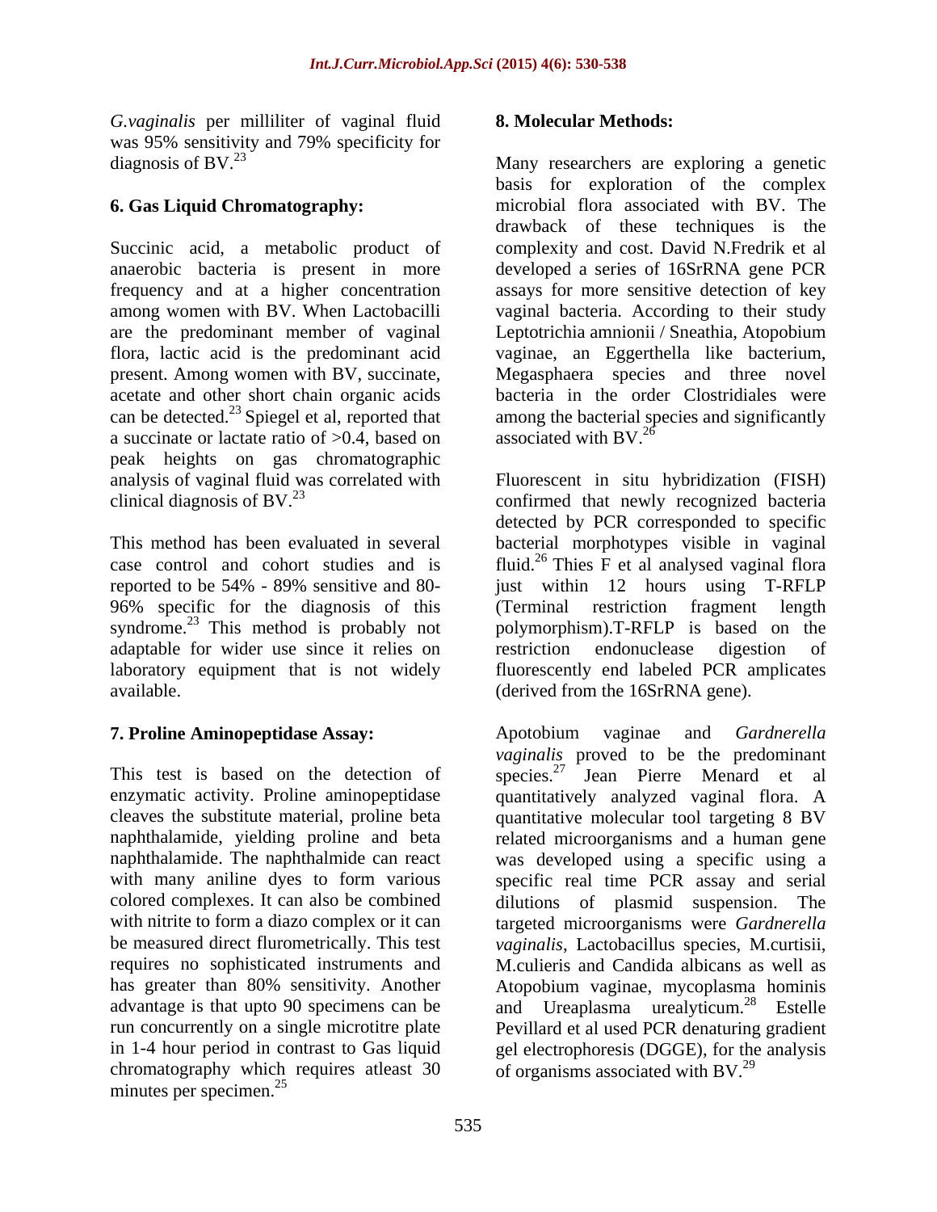*G.vaginalis* per milliliter of vaginal fluid was 95% sensitivity and 79% specificity for diagnosis of BV.[23]

## 6. Gas Liquid Chromatography:

Succinic acid, a metabolic product of anaerobic bacteria is present in more frequency and at a higher concentration among women with BV. When Lactobacilli are the predominant member of vaginal flora, lactic acid is the predominant acid present. Among women with BV, succinate, acetate and other short chain organic acids can be detected.[23] Spiegel et al, reported that a succinate or lactate ratio of >0.4, based on peak heights on gas chromatographic analysis of vaginal fluid was correlated with clinical diagnosis of BV.[23]

This method has been evaluated in several case control and cohort studies and is reported to be 54% - 89% sensitive and 80-96% specific for the diagnosis of this syndrome.[23] This method is probably not adaptable for wider use since it relies on laboratory equipment that is not widely available.

## 7. Proline Aminopeptidase Assay:

This test is based on the detection of enzymatic activity. Proline aminopeptidase cleaves the substitute material, proline beta naphthalamide, yielding proline and beta naphthalamide. The naphthalmide can react with many aniline dyes to form various colored complexes. It can also be combined with nitrite to form a diazo complex or it can be measured direct flurometrically. This test requires no sophisticated instruments and has greater than 80% sensitivity. Another advantage is that upto 90 specimens can be run concurrently on a single microtitre plate in 1-4 hour period in contrast to Gas liquid chromatography which requires atleast 30 minutes per specimen.[25]

## 8. Molecular Methods:

Many researchers are exploring a genetic basis for exploration of the complex microbial flora associated with BV. The drawback of these techniques is the complexity and cost. David N.Fredrik et al developed a series of 16SrRNA gene PCR assays for more sensitive detection of key vaginal bacteria. According to their study Leptotrichia amnionii / Sneathia, Atopobium vaginae, an Eggerthella like bacterium, Megasphaera species and three novel bacteria in the order Clostridiales were among the bacterial species and significantly associated with BV.[26]

Fluorescent in situ hybridization (FISH) confirmed that newly recognized bacteria detected by PCR corresponded to specific bacterial morphotypes visible in vaginal fluid.[26] Thies F et al analysed vaginal flora just within 12 hours using T-RFLP (Terminal restriction fragment length polymorphism).T-RFLP is based on the restriction endonuclease digestion of fluorescently end labeled PCR amplicates (derived from the 16SrRNA gene).

Apotobium vaginae and *Gardnerella vaginalis* proved to be the predominant species.[27] Jean Pierre Menard et al quantitatively analyzed vaginal flora. A quantitative molecular tool targeting 8 BV related microorganisms and a human gene was developed using a specific using a specific real time PCR assay and serial dilutions of plasmid suspension. The targeted microorganisms were *Gardnerella vaginalis*, Lactobacillus species, M.curtisii, M.culieris and Candida albicans as well as Atopobium vaginae, mycoplasma hominis and Ureaplasma urealyticum.[28] Estelle Pevillard et al used PCR denaturing gradient gel electrophoresis (DGGE), for the analysis of organisms associated with BV.[29]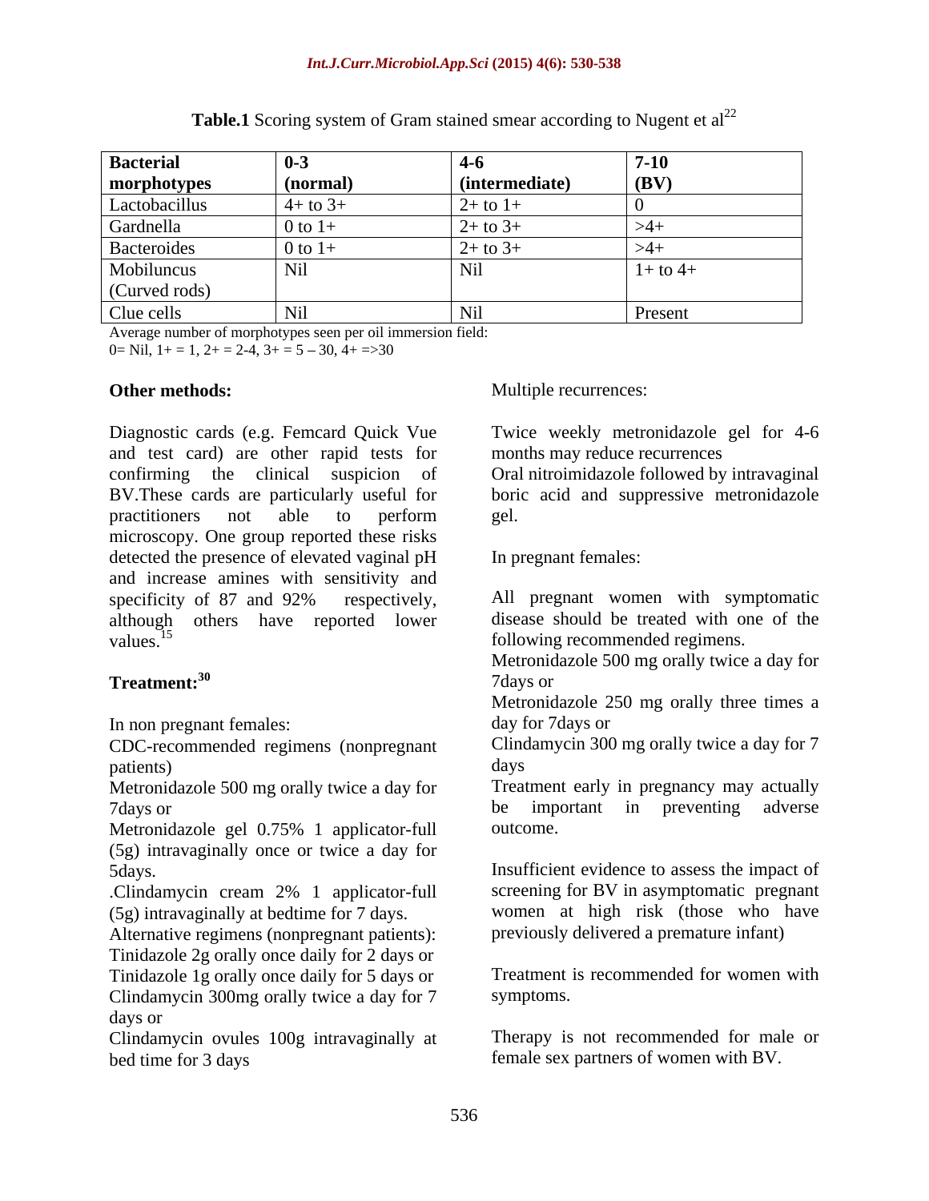**Table.1** Scoring system of Gram stained smear according to Nugent et al[22]

| **Bacterial morphotypes** | **0-3 (normal)** | **4-6 (intermediate)** | **7-10 (BV)** |
|---|---|---|---|
| Lactobacillus | 4+ to 3+ | 2+ to 1+ | 0 |
| Gardnella | 0 to 1+ | 2+ to 3+ | >4+ |
| Bacteroides | 0 to 1+ | 2+ to 3+ | >4+ |
| Mobiluncus (Curved rods) | Nil | Nil | 1+ to 4+ |
| Clue cells | Nil | Nil | Present |

Average number of morphotypes seen per oil immersion field:
0= Nil, 1+ = 1, 2+ = 2-4, 3+ = 5 – 30, 4+ =>30

**Other methods:**

Diagnostic cards (e.g. Femcard Quick Vue and test card) are other rapid tests for confirming the clinical suspicion of BV.These cards are particularly useful for practitioners not able to perform microscopy. One group reported these risks detected the presence of elevated vaginal pH and increase amines with sensitivity and specificity of 87 and 92% respectively, although others have reported lower values.[15]

**Treatment:[30]**

In non pregnant females:

CDC-recommended regimens (nonpregnant patients)

Metronidazole 500 mg orally twice a day for 7days or

Metronidazole gel 0.75% 1 applicator-full (5g) intravaginally once or twice a day for 5days.

.Clindamycin cream 2% 1 applicator-full (5g) intravaginally at bedtime for 7 days.

Alternative regimens (nonpregnant patients):

Tinidazole 2g orally once daily for 2 days or

Tinidazole 1g orally once daily for 5 days or

Clindamycin 300mg orally twice a day for 7 days or

Clindamycin ovules 100g intravaginally at bed time for 3 days

Multiple recurrences:

Twice weekly metronidazole gel for 4-6 months may reduce recurrences

Oral nitroimidazole followed by intravaginal boric acid and suppressive metronidazole gel.

In pregnant females:

All pregnant women with symptomatic disease should be treated with one of the following recommended regimens.

Metronidazole 500 mg orally twice a day for 7days or

Metronidazole 250 mg orally three times a day for 7days or

Clindamycin 300 mg orally twice a day for 7 days

Treatment early in pregnancy may actually be important in preventing adverse outcome.

Insufficient evidence to assess the impact of screening for BV in asymptomatic pregnant women at high risk (those who have previously delivered a premature infant)

Treatment is recommended for women with symptoms.

Therapy is not recommended for male or female sex partners of women with BV.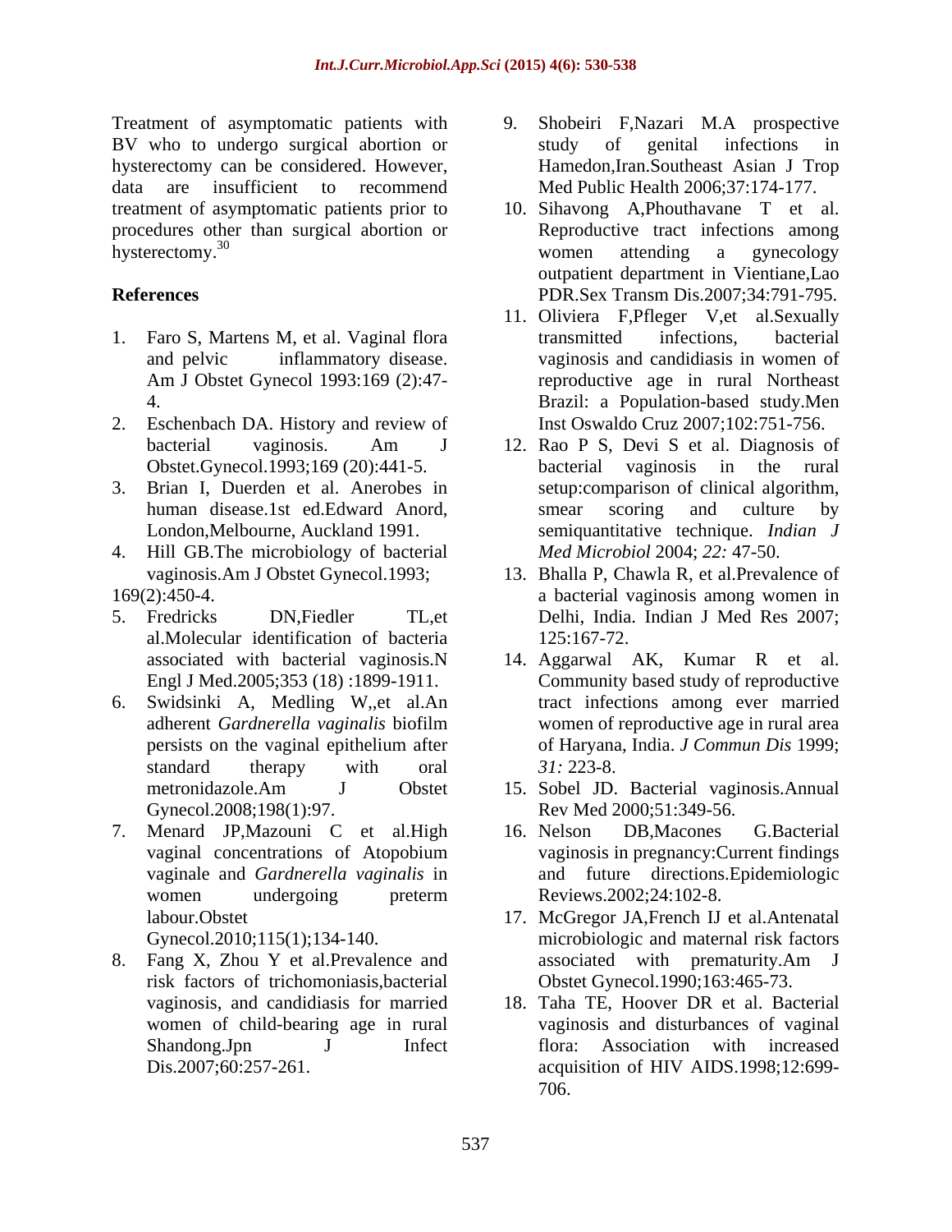Treatment of asymptomatic patients with BV who to undergo surgical abortion or hysterectomy can be considered. However, data are insufficient to recommend treatment of asymptomatic patients prior to procedures other than surgical abortion or hysterectomy.[30]

## References

1. Faro S, Martens M, et al. Vaginal flora and pelvic inflammatory disease. Am J Obstet Gynecol 1993:169 (2):47-4.
2. Eschenbach DA. History and review of bacterial vaginosis. Am J Obstet.Gynecol.1993;169 (20):441-5.
3. Brian I, Duerden et al. Anerobes in human disease.1st ed.Edward Anord, London,Melbourne, Auckland 1991.
4. Hill GB.The microbiology of bacterial vaginosis.Am J Obstet Gynecol.1993; 169(2):450-4.
5. Fredricks DN,Fiedler TL,et al.Molecular identification of bacteria associated with bacterial vaginosis.N Engl J Med.2005;353 (18) :1899-1911.
6. Swidsinki A, Medling W,,et al.An adherent *Gardnerella vaginalis* biofilm persists on the vaginal epithelium after standard therapy with oral metronidazole.Am J Obstet Gynecol.2008;198(1):97.
7. Menard JP,Mazouni C et al.High vaginal concentrations of Atopobium vaginale and *Gardnerella vaginalis* in women undergoing preterm labour.Obstet Gynecol.2010;115(1);134-140.
8. Fang X, Zhou Y et al.Prevalence and risk factors of trichomoniasis,bacterial vaginosis, and candidiasis for married women of child-bearing age in rural Shandong.Jpn J Infect Dis.2007;60:257-261.
9. Shobeiri F,Nazari M.A prospective study of genital infections in Hamedon,Iran.Southeast Asian J Trop Med Public Health 2006;37:174-177.
10. Sihavong A,Phouthavane T et al. Reproductive tract infections among women attending a gynecology outpatient department in Vientiane,Lao PDR.Sex Transm Dis.2007;34:791-795.
11. Oliviera F,Pfleger V,et al.Sexually transmitted infections, bacterial vaginosis and candidiasis in women of reproductive age in rural Northeast Brazil: a Population-based study.Men Inst Oswaldo Cruz 2007;102:751-756.
12. Rao P S, Devi S et al. Diagnosis of bacterial vaginosis in the rural setup:comparison of clinical algorithm, smear scoring and culture by semiquantitative technique. *Indian J Med Microbiol* 2004; *22:* 47-50.
13. Bhalla P, Chawla R, et al.Prevalence of a bacterial vaginosis among women in Delhi, India. Indian J Med Res 2007; 125:167-72.
14. Aggarwal AK, Kumar R et al. Community based study of reproductive tract infections among ever married women of reproductive age in rural area of Haryana, India. *J Commun Dis* 1999; *31:* 223-8.
15. Sobel JD. Bacterial vaginosis.Annual Rev Med 2000;51:349-56.
16. Nelson DB,Macones G.Bacterial vaginosis in pregnancy:Current findings and future directions.Epidemiologic Reviews.2002;24:102-8.
17. McGregor JA,French IJ et al.Antenatal microbiologic and maternal risk factors associated with prematurity.Am J Obstet Gynecol.1990;163:465-73.
18. Taha TE, Hoover DR et al. Bacterial vaginosis and disturbances of vaginal flora: Association with increased acquisition of HIV AIDS.1998;12:699-706.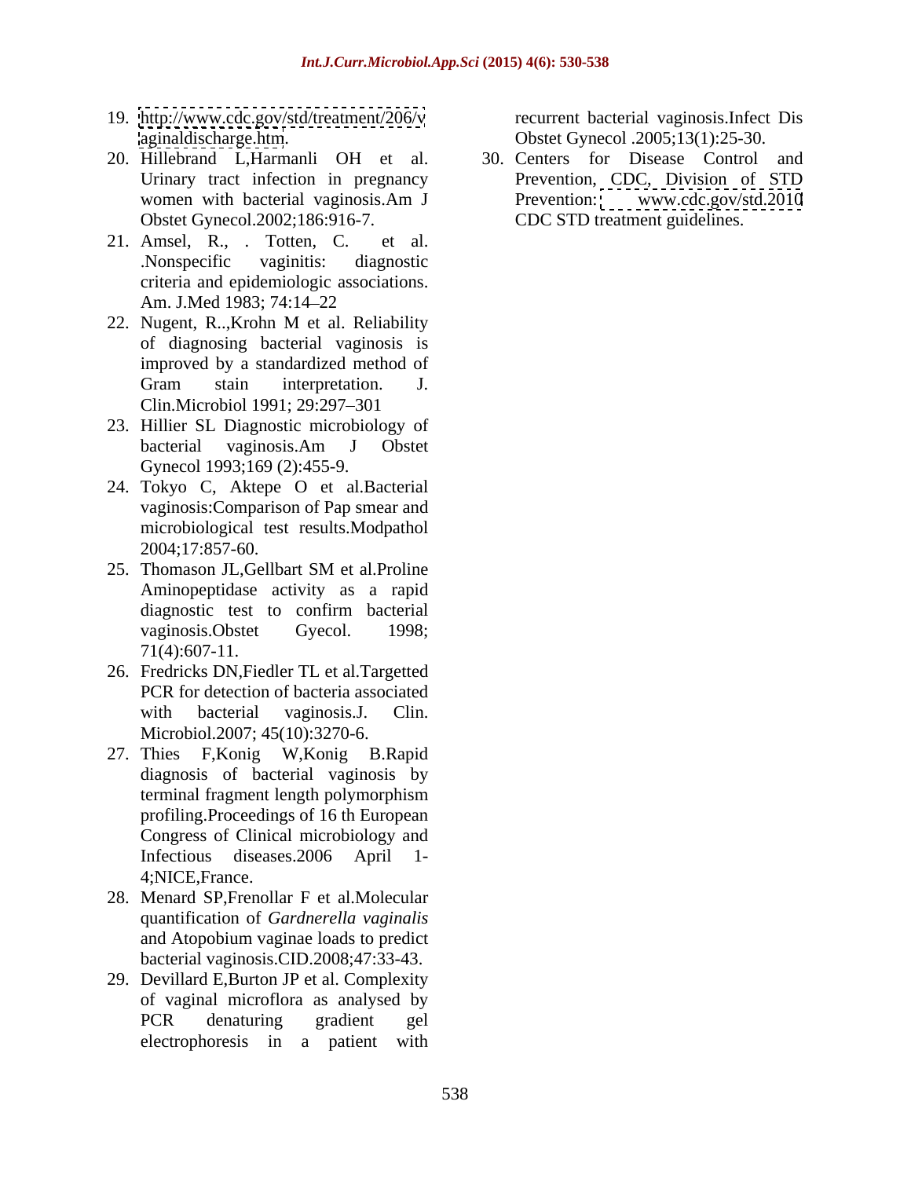19. http://www.cdc.gov/std/treatment/206/vaginaldischarge.htm.
20. Hillebrand L,Harmanli OH et al. Urinary tract infection in pregnancy women with bacterial vaginosis.Am J Obstet Gynecol.2002;186:916-7.
21. Amsel, R., . Totten, C. et al. .Nonspecific vaginitis: diagnostic criteria and epidemiologic associations. Am. J.Med 1983; 74:14–22
22. Nugent, R..,Krohn M et al. Reliability of diagnosing bacterial vaginosis is improved by a standardized method of Gram stain interpretation. J. Clin.Microbiol 1991; 29:297–301
23. Hillier SL Diagnostic microbiology of bacterial vaginosis.Am J Obstet Gynecol 1993;169 (2):455-9.
24. Tokyo C, Aktepe O et al.Bacterial vaginosis:Comparison of Pap smear and microbiological test results.Modpathol 2004;17:857-60.
25. Thomason JL,Gellbart SM et al.Proline Aminopeptidase activity as a rapid diagnostic test to confirm bacterial vaginosis.Obstet Gyecol. 1998; 71(4):607-11.
26. Fredricks DN,Fiedler TL et al.Targetted PCR for detection of bacteria associated with bacterial vaginosis.J. Clin. Microbiol.2007; 45(10):3270-6.
27. Thies F,Konig W,Konig B.Rapid diagnosis of bacterial vaginosis by terminal fragment length polymorphism profiling.Proceedings of 16 th European Congress of Clinical microbiology and Infectious diseases.2006 April 1-4;NICE,France.
28. Menard SP,Frenollar F et al.Molecular quantification of *Gardnerella vaginalis* and Atopobium vaginae loads to predict bacterial vaginosis.CID.2008;47:33-43.
29. Devillard E,Burton JP et al. Complexity of vaginal microflora as analysed by PCR denaturing gradient gel electrophoresis in a patient with recurrent bacterial vaginosis.Infect Dis Obstet Gynecol .2005;13(1):25-30.
30. Centers for Disease Control and Prevention, CDC, Division of STD Prevention: www.cdc.gov/std.2010 CDC STD treatment guidelines.